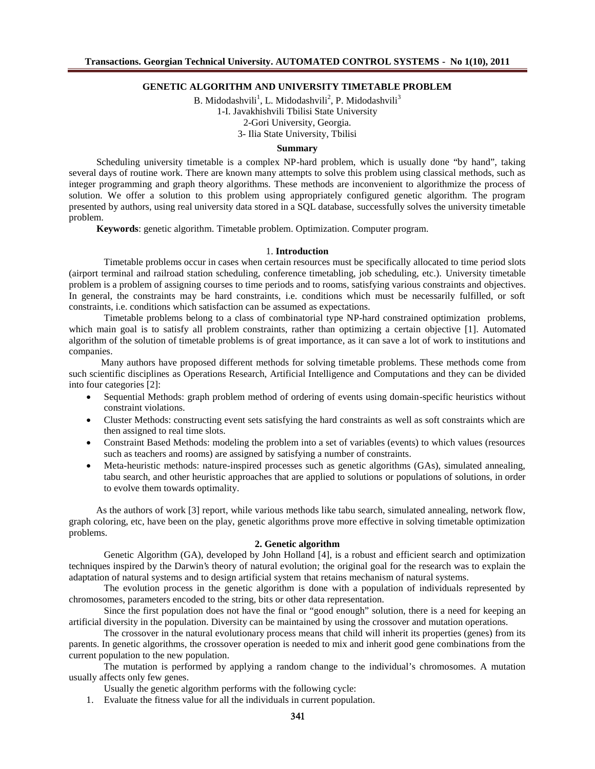# GENETIC ALGORITHM AND UNIVERSITY TIMETABLE PROBLEM

B. Midodashvili[1], L. Midodashvili[2], P. Midodashvili[3]

1-I. Javakhishvili Tbilisi State University

2-Gori University, Georgia.

3- Ilia State University, Tbilisi

### Summary

Scheduling university timetable is a complex NP-hard problem, which is usually done "by hand", taking several days of routine work. There are known many attempts to solve this problem using classical methods, such as integer programming and graph theory algorithms. These methods are inconvenient to algorithmize the process of solution. We offer a solution to this problem using appropriately configured genetic algorithm. The program presented by authors, using real university data stored in a SQL database, successfully solves the university timetable problem.

**Keywords**: genetic algorithm. Timetable problem. Optimization. Computer program.

## 1. Introduction

Timetable problems occur in cases when certain resources must be specifically allocated to time period slots (airport terminal and railroad station scheduling, conference timetabling, job scheduling, etc.). University timetable problem is a problem of assigning courses to time periods and to rooms, satisfying various constraints and objectives. In general, the constraints may be hard constraints, i.e. conditions which must be necessarily fulfilled, or soft constraints, i.e. conditions which satisfaction can be assumed as expectations.

Timetable problems belong to a class of combinatorial type NP-hard constrained optimization problems, which main goal is to satisfy all problem constraints, rather than optimizing a certain objective [1]. Automated algorithm of the solution of timetable problems is of great importance, as it can save a lot of work to institutions and companies.

Many authors have proposed different methods for solving timetable problems. These methods come from such scientific disciplines as Operations Research, Artificial Intelligence and Computations and they can be divided into four categories [2]:

- Sequential Methods: graph problem method of ordering of events using domain-specific heuristics without constraint violations.
- Cluster Methods: constructing event sets satisfying the hard constraints as well as soft constraints which are then assigned to real time slots.
- Constraint Based Methods: modeling the problem into a set of variables (events) to which values (resources such as teachers and rooms) are assigned by satisfying a number of constraints.
- Meta-heuristic methods: nature-inspired processes such as genetic algorithms (GAs), simulated annealing, tabu search, and other heuristic approaches that are applied to solutions or populations of solutions, in order to evolve them towards optimality.

As the authors of work [3] report, while various methods like tabu search, simulated annealing, network flow, graph coloring, etc, have been on the play, genetic algorithms prove more effective in solving timetable optimization problems.

## 2. Genetic algorithm

Genetic Algorithm (GA), developed by John Holland [4], is a robust and efficient search and optimization techniques inspired by the Darwin's theory of natural evolution; the original goal for the research was to explain the adaptation of natural systems and to design artificial system that retains mechanism of natural systems.

The evolution process in the genetic algorithm is done with a population of individuals represented by chromosomes, parameters encoded to the string, bits or other data representation.

Since the first population does not have the final or "good enough" solution, there is a need for keeping an artificial diversity in the population. Diversity can be maintained by using the crossover and mutation operations.

The crossover in the natural evolutionary process means that child will inherit its properties (genes) from its parents. In genetic algorithms, the crossover operation is needed to mix and inherit good gene combinations from the current population to the new population.

The mutation is performed by applying a random change to the individual's chromosomes. A mutation usually affects only few genes.

Usually the genetic algorithm performs with the following cycle:

1. Evaluate the fitness value for all the individuals in current population.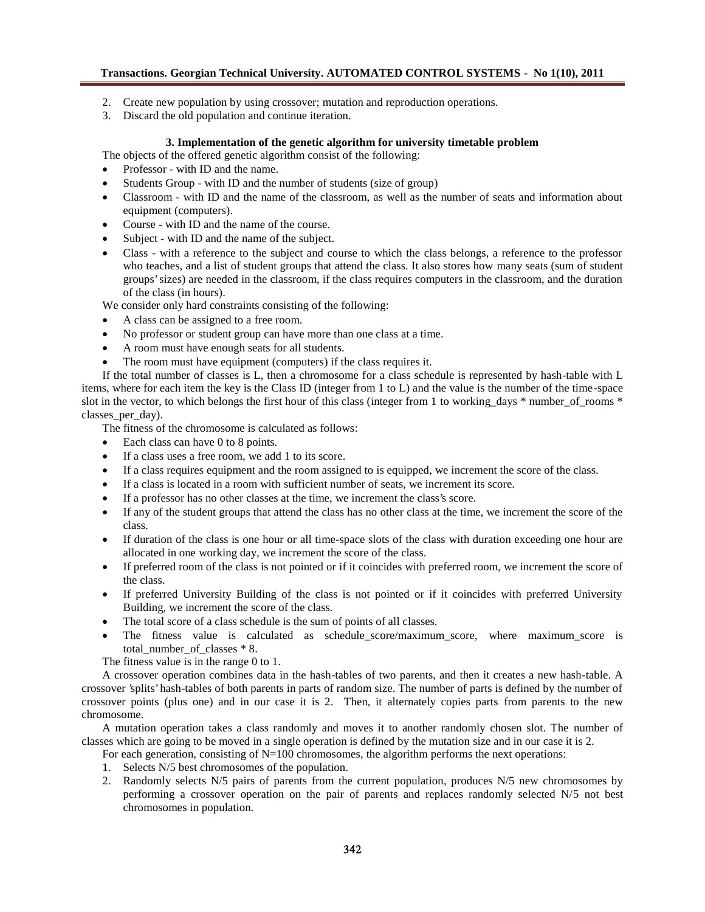2. Create new population by using crossover; mutation and reproduction operations.
3. Discard the old population and continue iteration.

### 3. Implementation of the genetic algorithm for university timetable problem

The objects of the offered genetic algorithm consist of the following:

- Professor - with ID and the name.
- Students Group - with ID and the number of students (size of group)
- Classroom - with ID and the name of the classroom, as well as the number of seats and information about equipment (computers).
- Course - with ID and the name of the course.
- Subject - with ID and the name of the subject.
- Class - with a reference to the subject and course to which the class belongs, a reference to the professor who teaches, and a list of student groups that attend the class. It also stores how many seats (sum of student groups' sizes) are needed in the classroom, if the class requires computers in the classroom, and the duration of the class (in hours).

We consider only hard constraints consisting of the following:

- A class can be assigned to a free room.
- No professor or student group can have more than one class at a time.
- A room must have enough seats for all students.
- The room must have equipment (computers) if the class requires it.

If the total number of classes is L, then a chromosome for a class schedule is represented by hash-table with L items, where for each item the key is the Class ID (integer from 1 to L) and the value is the number of the time-space slot in the vector, to which belongs the first hour of this class (integer from 1 to working_days * number_of_rooms * classes_per_day).

The fitness of the chromosome is calculated as follows:

- Each class can have 0 to 8 points.
- If a class uses a free room, we add 1 to its score.
- If a class requires equipment and the room assigned to is equipped, we increment the score of the class.
- If a class is located in a room with sufficient number of seats, we increment its score.
- If a professor has no other classes at the time, we increment the class's score.
- If any of the student groups that attend the class has no other class at the time, we increment the score of the class.
- If duration of the class is one hour or all time-space slots of the class with duration exceeding one hour are allocated in one working day, we increment the score of the class.
- If preferred room of the class is not pointed or if it coincides with preferred room, we increment the score of the class.
- If preferred University Building of the class is not pointed or if it coincides with preferred University Building, we increment the score of the class.
- The total score of a class schedule is the sum of points of all classes.
- The fitness value is calculated as schedule_score/maximum_score, where maximum_score is total_number_of_classes * 8.

The fitness value is in the range 0 to 1.

A crossover operation combines data in the hash-tables of two parents, and then it creates a new hash-table. A crossover 'splits' hash-tables of both parents in parts of random size. The number of parts is defined by the number of crossover points (plus one) and in our case it is 2. Then, it alternately copies parts from parents to the new chromosome.

A mutation operation takes a class randomly and moves it to another randomly chosen slot. The number of classes which are going to be moved in a single operation is defined by the mutation size and in our case it is 2.

For each generation, consisting of N=100 chromosomes, the algorithm performs the next operations:

1. Selects N/5 best chromosomes of the population.
2. Randomly selects N/5 pairs of parents from the current population, produces N/5 new chromosomes by performing a crossover operation on the pair of parents and replaces randomly selected N/5 not best chromosomes in population.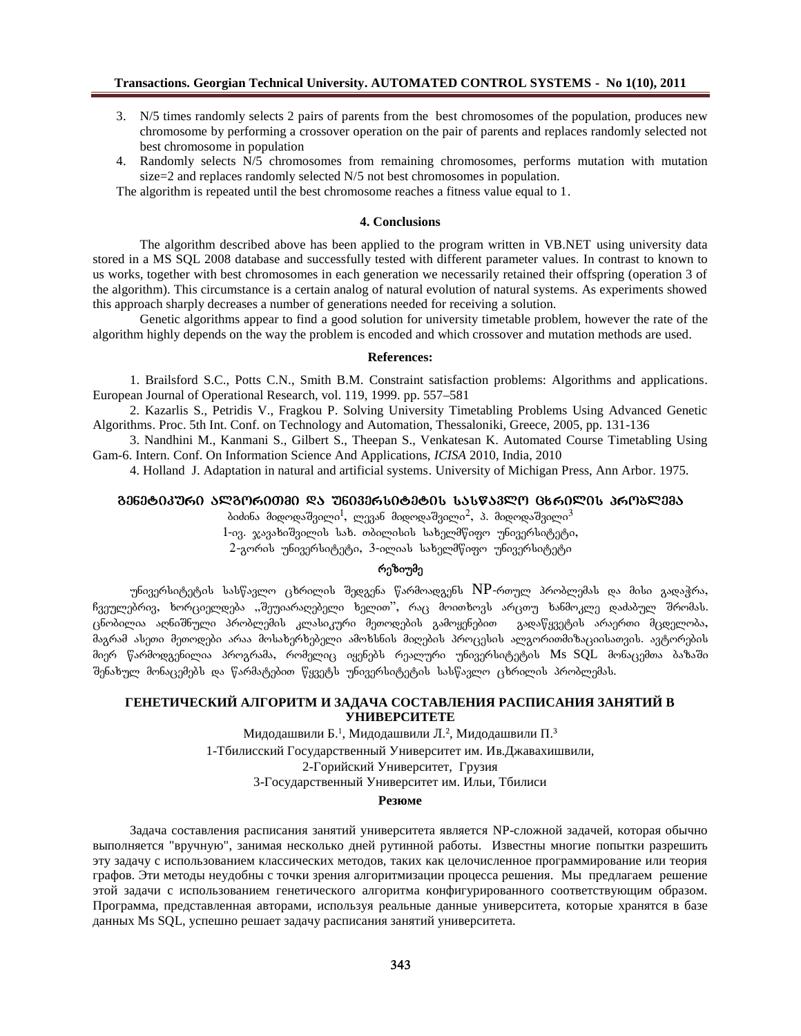3. N/5 times randomly selects 2 pairs of parents from the best chromosomes of the population, produces new chromosome by performing a crossover operation on the pair of parents and replaces randomly selected not best chromosome in population
4. Randomly selects N/5 chromosomes from remaining chromosomes, performs mutation with mutation size=2 and replaces randomly selected N/5 not best chromosomes in population.

The algorithm is repeated until the best chromosome reaches a fitness value equal to 1.

### 4. Conclusions

The algorithm described above has been applied to the program written in VB.NET using university data stored in a MS SQL 2008 database and successfully tested with different parameter values. In contrast to known to us works, together with best chromosomes in each generation we necessarily retained their offspring (operation 3 of the algorithm). This circumstance is a certain analog of natural evolution of natural systems. As experiments showed this approach sharply decreases a number of generations needed for receiving a solution.

Genetic algorithms appear to find a good solution for university timetable problem, however the rate of the algorithm highly depends on the way the problem is encoded and which crossover and mutation methods are used.

### References:

1. Brailsford S.C., Potts C.N., Smith B.M. Constraint satisfaction problems: Algorithms and applications. European Journal of Operational Research, vol. 119, 1999. pp. 557–581
2. Kazarlis S., Petridis V., Fragkou P. Solving University Timetabling Problems Using Advanced Genetic Algorithms. Proc. 5th Int. Conf. on Technology and Automation, Thessaloniki, Greece, 2005, pp. 131-136
3. Nandhini M., Kanmani S., Gilbert S., Theepan S., Venkatesan K. Automated Course Timetabling Using Gam-6. Intern. Conf. On Information Science And Applications, *ICISA* 2010, India, 2010
4. Holland J. Adaptation in natural and artificial systems. University of Michigan Press, Ann Arbor. 1975.

## გენეტიკური ალგორითმი და უნივერსიტეტის სასწავლო ცხრილის პრობლემა

ბიძინა მიდოდაშვილი[1], ლევან მიდოდაშვილი[2], პ. მიდოდაშვილი[3]

1-ივ. ჯავახიშვილის სახ. თბილისის სახელმწიფო უნივერსიტეტი,

2-გორის უნივერსიტეტი, 3-ილიას სახელმწიფო უნივერსიტეტი

### რეზიუმე

უნივერსიტეტის სასწავლო ცხრილის შედგენა წარმოადგენს NP-რთულ პრობლემას და მისი გადაჭრა, ჩვეულებრივ, ხორციელდება „შეუიარაღებელი ხელით", რაც მოითხოვს არცთუ ხანმოკლე დაძაბულ შრომას. ცნობილია აღნიშნული პრობლემის კლასიკური მეთოდების გამოყენებით გადაწყვეტის არაერთი მცდელობა, მაგრამ ასეთი მეთოდები არაა მოსახერხებელი ამოხსნის მიღების პროცესის ალგორითმიზაციისათვის. ავტორების მიერ წარმოდგენილია პროგრამა, რომელიც იყენებს რეალური უნივერსიტეტის Ms SQL მონაცემთა ბაზაში შენახულ მონაცემებს და წარმატებით წყვეტს უნივერსიტეტის სასწავლო ცხრილის პრობლემას.

## ГЕНЕТИЧЕСКИЙ АЛГОРИТМ И ЗАДАЧА СОСТАВЛЕНИЯ РАСПИСАНИЯ ЗАНЯТИЙ В УНИВЕРСИТЕТЕ

Мидодашвили Б.[1], Мидодашвили Л.[2], Мидодашвили П.[3]

1-Тбилисский Государственный Университет им. Ив.Джавахишвили,

2-Горийский Университет, Грузия

3-Государственный Университет им. Ильи, Тбилиси

### Резюме

Задача составления расписания занятий университета является NP-сложной задачей, которая обычно выполняется "вручную", занимая несколько дней рутинной работы. Известны многие попытки разрешить эту задачу с использованием классических методов, таких как целочисленное программирование или теория графов. Эти методы неудобны с точки зрения алгоритмизации процесса решения. Мы предлагаем решение этой задачи с использованием генетического алгоритма конфигурированного соответствующим образом. Программа, представленная авторами, используя реальные данные университета, которые хранятся в базе данных Ms SQL, успешно решает задачу расписания занятий университета.